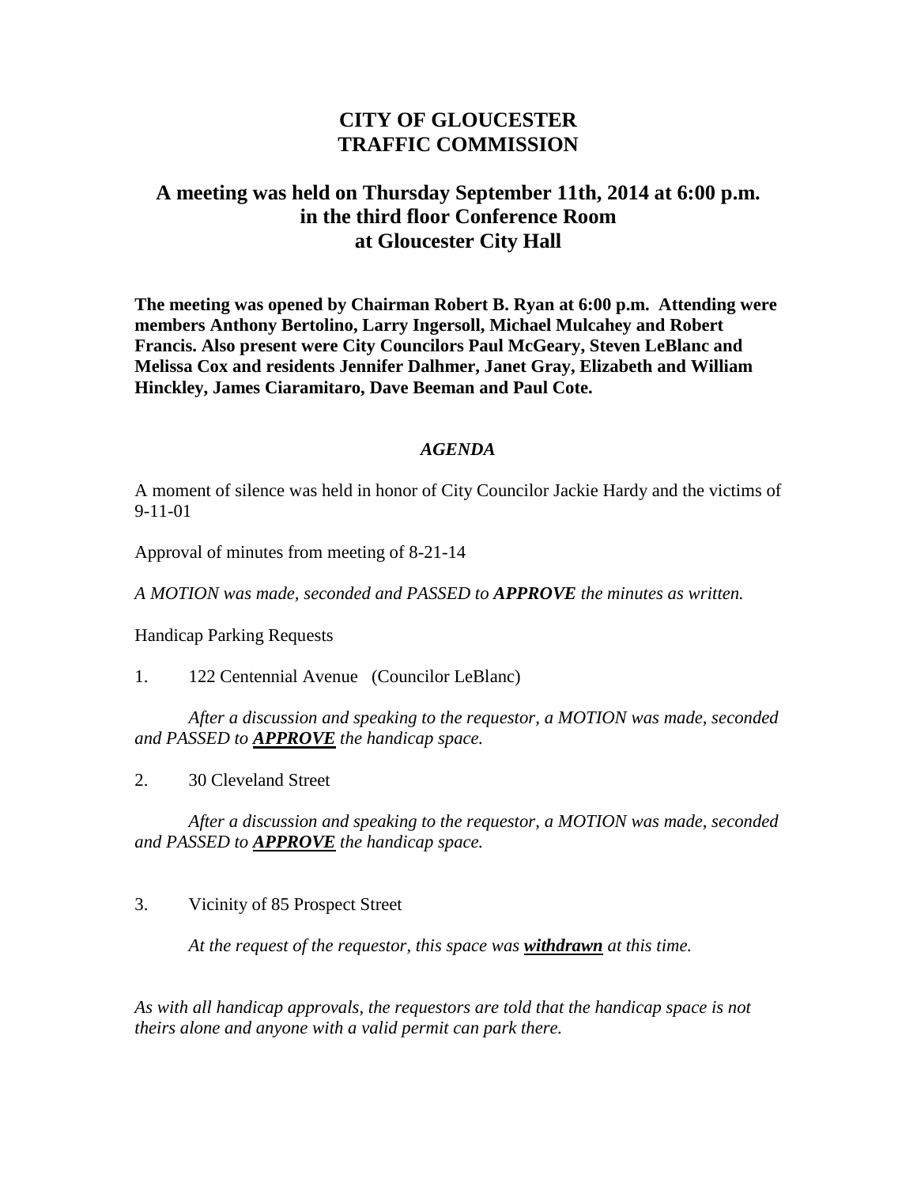# CITY OF GLOUCESTER
# TRAFFIC COMMISSION

## A meeting was held on Thursday September 11th, 2014 at 6:00 p.m. in the third floor Conference Room at Gloucester City Hall

**The meeting was opened by Chairman Robert B. Ryan at 6:00 p.m. Attending were members Anthony Bertolino, Larry Ingersoll, Michael Mulcahey and Robert Francis. Also present were City Councilors Paul McGeary, Steven LeBlanc and Melissa Cox and residents Jennifer Dalhmer, Janet Gray, Elizabeth and William Hinckley, James Ciaramitaro, Dave Beeman and Paul Cote.**

### *AGENDA*

A moment of silence was held in honor of City Councilor Jackie Hardy and the victims of 9-11-01

Approval of minutes from meeting of 8-21-14

*A MOTION was made, seconded and PASSED to **APPROVE** the minutes as written.*

Handicap Parking Requests

1. 122 Centennial Avenue (Councilor LeBlanc)

   *After a discussion and speaking to the requestor, a MOTION was made, seconded and PASSED to **<u>APPROVE</u>** the handicap space.*

2. 30 Cleveland Street

   *After a discussion and speaking to the requestor, a MOTION was made, seconded and PASSED to **<u>APPROVE</u>** the handicap space.*

3. Vicinity of 85 Prospect Street

   *At the request of the requestor, this space was **<u>withdrawn</u>** at this time.*

*As with all handicap approvals, the requestors are told that the handicap space is not theirs alone and anyone with a valid permit can park there.*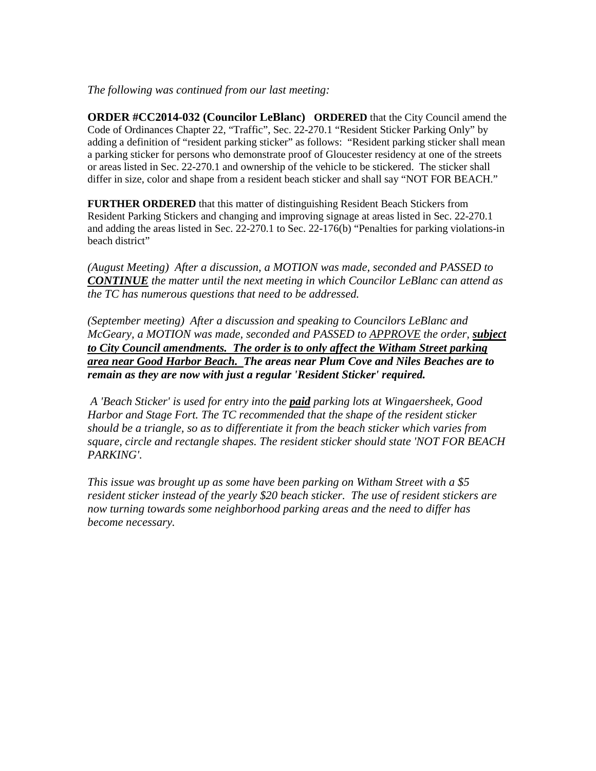*The following was continued from our last meeting:*

**ORDER #CC2014-032 (Councilor LeBlanc)** **ORDERED** that the City Council amend the Code of Ordinances Chapter 22, "Traffic", Sec. 22-270.1 "Resident Sticker Parking Only" by adding a definition of "resident parking sticker" as follows: "Resident parking sticker shall mean a parking sticker for persons who demonstrate proof of Gloucester residency at one of the streets or areas listed in Sec. 22-270.1 and ownership of the vehicle to be stickered. The sticker shall differ in size, color and shape from a resident beach sticker and shall say "NOT FOR BEACH."

**FURTHER ORDERED** that this matter of distinguishing Resident Beach Stickers from Resident Parking Stickers and changing and improving signage at areas listed in Sec. 22-270.1 and adding the areas listed in Sec. 22-270.1 to Sec. 22-176(b) "Penalties for parking violations-in beach district"

*(August Meeting) After a discussion, a MOTION was made, seconded and PASSED to* ***CONTINUE*** *the matter until the next meeting in which Councilor LeBlanc can attend as the TC has numerous questions that need to be addressed.*

*(September meeting) After a discussion and speaking to Councilors LeBlanc and McGeary, a MOTION was made, seconded and PASSED to APPROVE the order,* ***subject to City Council amendments. The order is to only affect the Witham Street parking area near Good Harbor Beach. The areas near Plum Cove and Niles Beaches are to remain as they are now with just a regular 'Resident Sticker' required.***

*A 'Beach Sticker' is used for entry into the* ***paid*** *parking lots at Wingaersheek, Good Harbor and Stage Fort. The TC recommended that the shape of the resident sticker should be a triangle, so as to differentiate it from the beach sticker which varies from square, circle and rectangle shapes. The resident sticker should state 'NOT FOR BEACH PARKING'.*

*This issue was brought up as some have been parking on Witham Street with a $5 resident sticker instead of the yearly $20 beach sticker. The use of resident stickers are now turning towards some neighborhood parking areas and the need to differ has become necessary.*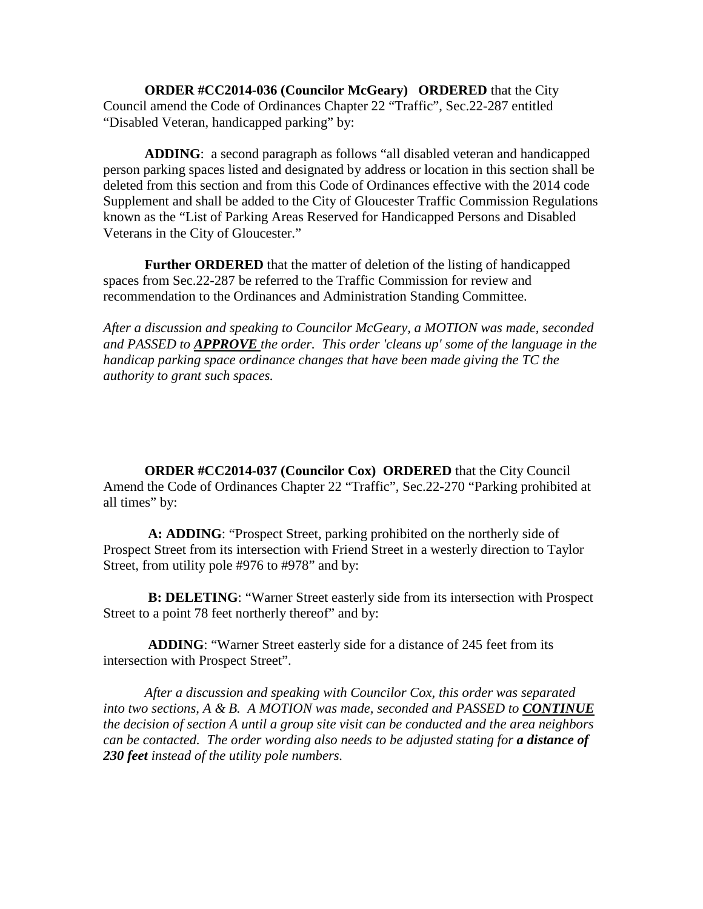**ORDER #CC2014-036 (Councilor McGeary) ORDERED** that the City Council amend the Code of Ordinances Chapter 22 "Traffic", Sec.22-287 entitled "Disabled Veteran, handicapped parking" by:

**ADDING**: a second paragraph as follows "all disabled veteran and handicapped person parking spaces listed and designated by address or location in this section shall be deleted from this section and from this Code of Ordinances effective with the 2014 code Supplement and shall be added to the City of Gloucester Traffic Commission Regulations known as the "List of Parking Areas Reserved for Handicapped Persons and Disabled Veterans in the City of Gloucester."

**Further ORDERED** that the matter of deletion of the listing of handicapped spaces from Sec.22-287 be referred to the Traffic Commission for review and recommendation to the Ordinances and Administration Standing Committee.

*After a discussion and speaking to Councilor McGeary, a MOTION was made, seconded and PASSED to* ***APPROVE*** *the order. This order 'cleans up' some of the language in the handicap parking space ordinance changes that have been made giving the TC the authority to grant such spaces.*

**ORDER #CC2014-037 (Councilor Cox) ORDERED** that the City Council Amend the Code of Ordinances Chapter 22 "Traffic", Sec.22-270 "Parking prohibited at all times" by:

**A: ADDING**: "Prospect Street, parking prohibited on the northerly side of Prospect Street from its intersection with Friend Street in a westerly direction to Taylor Street, from utility pole #976 to #978" and by:

**B: DELETING**: "Warner Street easterly side from its intersection with Prospect Street to a point 78 feet northerly thereof" and by:

**ADDING**: "Warner Street easterly side for a distance of 245 feet from its intersection with Prospect Street".

*After a discussion and speaking with Councilor Cox, this order was separated into two sections, A & B. A MOTION was made, seconded and PASSED to* ***CONTINUE*** *the decision of section A until a group site visit can be conducted and the area neighbors can be contacted. The order wording also needs to be adjusted stating for* ***a distance of 230 feet*** *instead of the utility pole numbers.*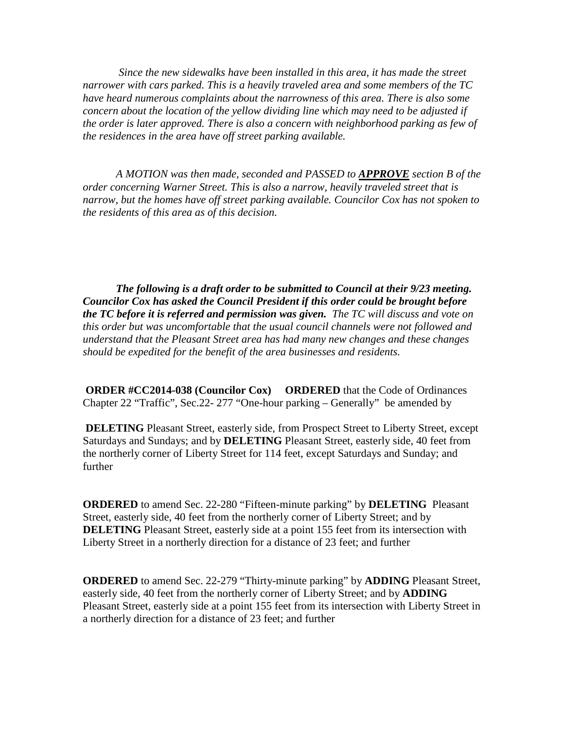*Since the new sidewalks have been installed in this area, it has made the street narrower with cars parked. This is a heavily traveled area and some members of the TC have heard numerous complaints about the narrowness of this area. There is also some concern about the location of the yellow dividing line which may need to be adjusted if the order is later approved. There is also a concern with neighborhood parking as few of the residences in the area have off street parking available.*

*A MOTION was then made, seconded and PASSED to* ***APPROVE*** *section B of the order concerning Warner Street. This is also a narrow, heavily traveled street that is narrow, but the homes have off street parking available. Councilor Cox has not spoken to the residents of this area as of this decision.*

***The following is a draft order to be submitted to Council at their 9/23 meeting. Councilor Cox has asked the Council President if this order could be brought before the TC before it is referred and permission was given.*** *The TC will discuss and vote on this order but was uncomfortable that the usual council channels were not followed and understand that the Pleasant Street area has had many new changes and these changes should be expedited for the benefit of the area businesses and residents.*

**ORDER #CC2014-038 (Councilor Cox)** **ORDERED** that the Code of Ordinances Chapter 22 "Traffic", Sec.22- 277 "One-hour parking – Generally" be amended by

**DELETING** Pleasant Street, easterly side, from Prospect Street to Liberty Street, except Saturdays and Sundays; and by **DELETING** Pleasant Street, easterly side, 40 feet from the northerly corner of Liberty Street for 114 feet, except Saturdays and Sunday; and further

**ORDERED** to amend Sec. 22-280 "Fifteen-minute parking" by **DELETING** Pleasant Street, easterly side, 40 feet from the northerly corner of Liberty Street; and by **DELETING** Pleasant Street, easterly side at a point 155 feet from its intersection with Liberty Street in a northerly direction for a distance of 23 feet; and further

**ORDERED** to amend Sec. 22-279 "Thirty-minute parking" by **ADDING** Pleasant Street, easterly side, 40 feet from the northerly corner of Liberty Street; and by **ADDING** Pleasant Street, easterly side at a point 155 feet from its intersection with Liberty Street in a northerly direction for a distance of 23 feet; and further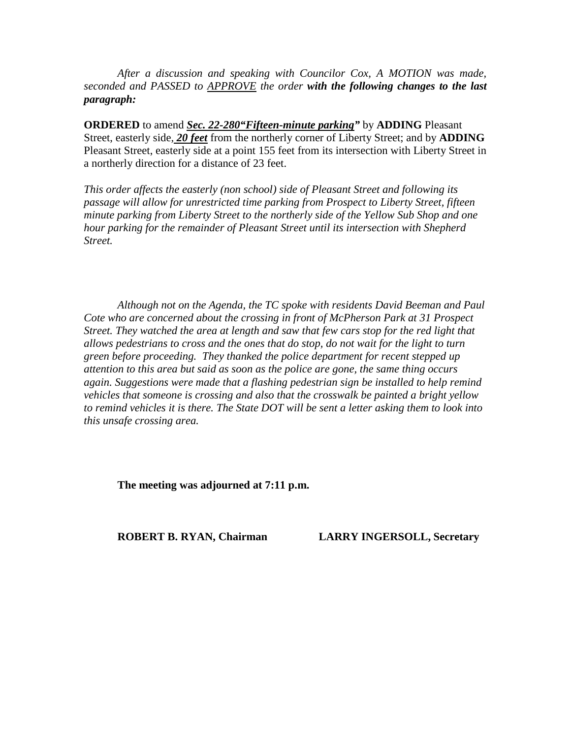*After a discussion and speaking with Councilor Cox, A MOTION was made, seconded and PASSED to* *<u>APPROVE</u>* *the order* ***with the following changes to the last paragraph:***

**ORDERED** to amend ***<u>Sec. 22-280"Fifteen-minute parking</u>"*** by **ADDING** Pleasant Street, easterly side, ***<u>20 feet</u>*** from the northerly corner of Liberty Street; and by **ADDING** Pleasant Street, easterly side at a point 155 feet from its intersection with Liberty Street in a northerly direction for a distance of 23 feet.

*This order affects the easterly (non school) side of Pleasant Street and following its passage will allow for unrestricted time parking from Prospect to Liberty Street, fifteen minute parking from Liberty Street to the northerly side of the Yellow Sub Shop and one hour parking for the remainder of Pleasant Street until its intersection with Shepherd Street.*

*Although not on the Agenda, the TC spoke with residents David Beeman and Paul Cote who are concerned about the crossing in front of McPherson Park at 31 Prospect Street. They watched the area at length and saw that few cars stop for the red light that allows pedestrians to cross and the ones that do stop, do not wait for the light to turn green before proceeding. They thanked the police department for recent stepped up attention to this area but said as soon as the police are gone, the same thing occurs again. Suggestions were made that a flashing pedestrian sign be installed to help remind vehicles that someone is crossing and also that the crosswalk be painted a bright yellow to remind vehicles it is there. The State DOT will be sent a letter asking them to look into this unsafe crossing area.*

**The meeting was adjourned at 7:11 p.m.**

**ROBERT B. RYAN, Chairman** **LARRY INGERSOLL, Secretary**